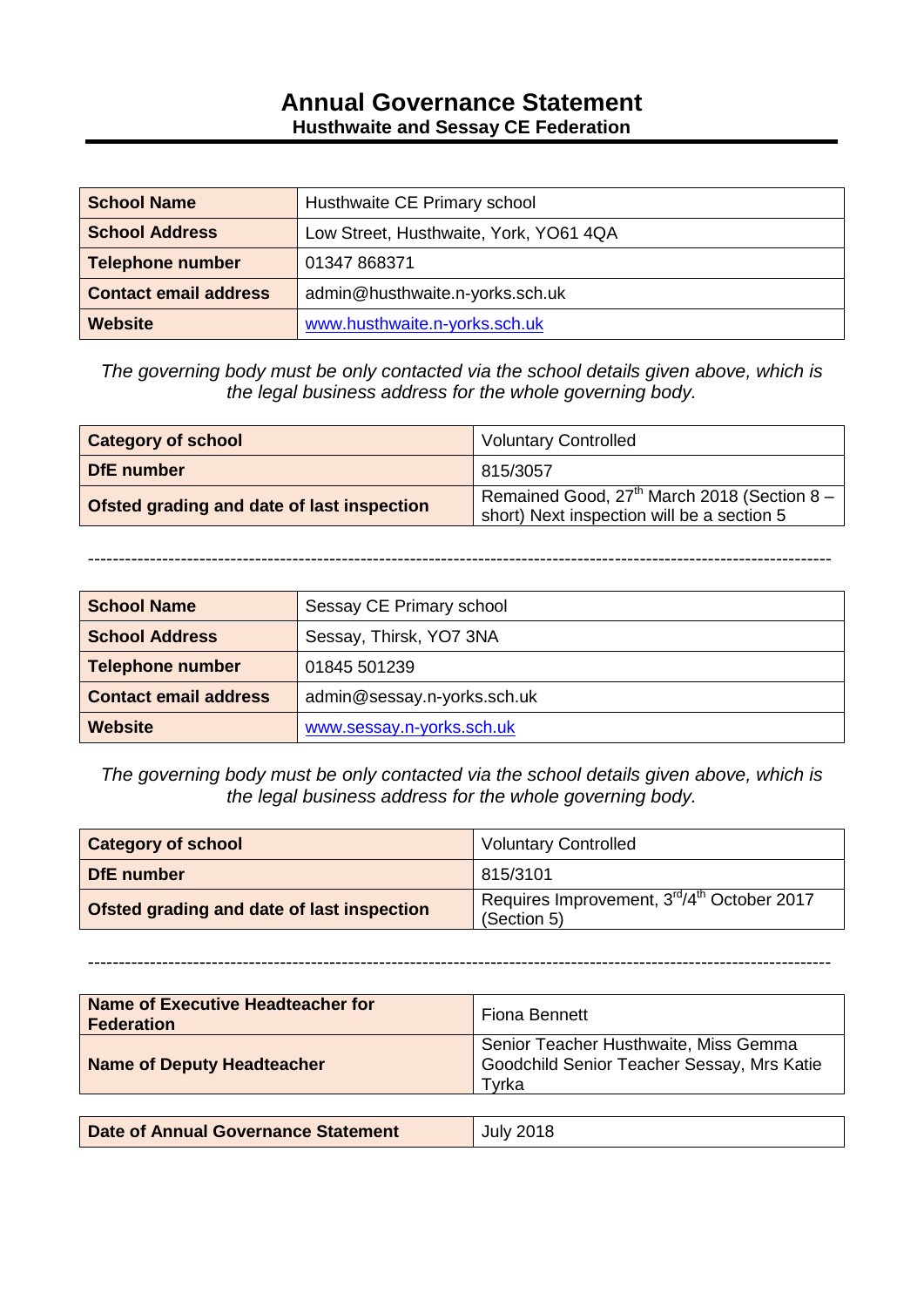# Annual Governance Statement

## Husthwaite and Sessay CE Federation

| School Name | Husthwaite CE Primary school |
|---|---|
| School Address | Low Street, Husthwaite, York, YO61 4QA |
| Telephone number | 01347 868371 |
| Contact email address | admin@husthwaite.n-yorks.sch.uk |
| Website | www.husthwaite.n-yorks.sch.uk |

*The governing body must be only contacted via the school details given above, which is the legal business address for the whole governing body.*

| Category of school | Voluntary Controlled |
|---|---|
| DfE number | 815/3057 |
| Ofsted grading and date of last inspection | Remained Good, 27th March 2018 (Section 8 – short) Next inspection will be a section 5 |

---

| School Name | Sessay CE Primary school |
|---|---|
| School Address | Sessay, Thirsk, YO7 3NA |
| Telephone number | 01845 501239 |
| Contact email address | admin@sessay.n-yorks.sch.uk |
| Website | www.sessay.n-yorks.sch.uk |

*The governing body must be only contacted via the school details given above, which is the legal business address for the whole governing body.*

| Category of school | Voluntary Controlled |
|---|---|
| DfE number | 815/3101 |
| Ofsted grading and date of last inspection | Requires Improvement, 3rd/4th October 2017 (Section 5) |

---

| Name of Executive Headteacher for Federation | Fiona Bennett |
|---|---|
| Name of Deputy Headteacher | Senior Teacher Husthwaite, Miss Gemma Goodchild Senior Teacher Sessay, Mrs Katie Tyrka |

| Date of Annual Governance Statement | July 2018 |
|---|---|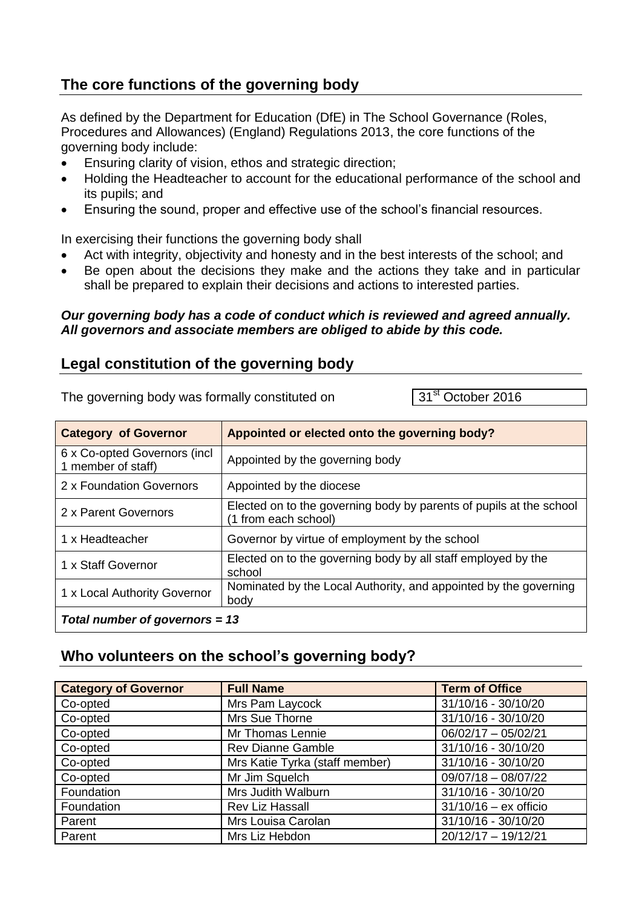## The core functions of the governing body

As defined by the Department for Education (DfE) in The School Governance (Roles, Procedures and Allowances) (England) Regulations 2013, the core functions of the governing body include:

- Ensuring clarity of vision, ethos and strategic direction;
- Holding the Headteacher to account for the educational performance of the school and its pupils; and
- Ensuring the sound, proper and effective use of the school's financial resources.

In exercising their functions the governing body shall

- Act with integrity, objectivity and honesty and in the best interests of the school; and
- Be open about the decisions they make and the actions they take and in particular shall be prepared to explain their decisions and actions to interested parties.

***Our governing body has a code of conduct which is reviewed and agreed annually. All governors and associate members are obliged to abide by this code.***

## Legal constitution of the governing body

The governing body was formally constituted on 31st October 2016

| Category of Governor | Appointed or elected onto the governing body? |
|---|---|
| 6 x Co-opted Governors (incl 1 member of staff) | Appointed by the governing body |
| 2 x Foundation Governors | Appointed by the diocese |
| 2 x Parent Governors | Elected on to the governing body by parents of pupils at the school (1 from each school) |
| 1 x Headteacher | Governor by virtue of employment by the school |
| 1 x Staff Governor | Elected on to the governing body by all staff employed by the school |
| 1 x Local Authority Governor | Nominated by the Local Authority, and appointed by the governing body |
| ***Total number of governors = 13*** | |

## Who volunteers on the school's governing body?

| Category of Governor | Full Name | Term of Office |
|---|---|---|
| Co-opted | Mrs Pam Laycock | 31/10/16 - 30/10/20 |
| Co-opted | Mrs Sue Thorne | 31/10/16 - 30/10/20 |
| Co-opted | Mr Thomas Lennie | 06/02/17 – 05/02/21 |
| Co-opted | Rev Dianne Gamble | 31/10/16 - 30/10/20 |
| Co-opted | Mrs Katie Tyrka (staff member) | 31/10/16 - 30/10/20 |
| Co-opted | Mr Jim Squelch | 09/07/18 – 08/07/22 |
| Foundation | Mrs Judith Walburn | 31/10/16 - 30/10/20 |
| Foundation | Rev Liz Hassall | 31/10/16 – ex officio |
| Parent | Mrs Louisa Carolan | 31/10/16 - 30/10/20 |
| Parent | Mrs Liz Hebdon | 20/12/17 – 19/12/21 |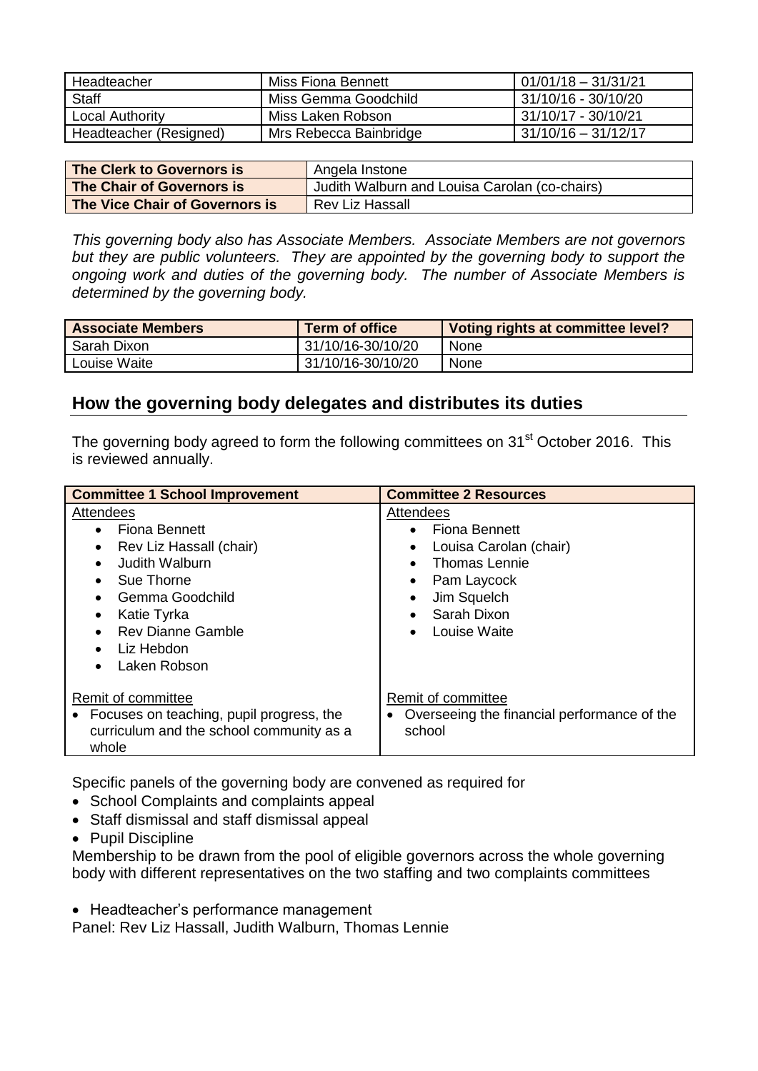| Headteacher | Miss Fiona Bennett | 01/01/18 – 31/31/21 |
|---|---|---|
| Staff | Miss Gemma Goodchild | 31/10/16 - 30/10/20 |
| Local Authority | Miss Laken Robson | 31/10/17 - 30/10/21 |
| Headteacher (Resigned) | Mrs Rebecca Bainbridge | 31/10/16 – 31/12/17 |

| **The Clerk to Governors is** | Angela Instone |
|---|---|
| **The Chair of Governors is** | Judith Walburn and Louisa Carolan (co-chairs) |
| **The Vice Chair of Governors is** | Rev Liz Hassall |

*This governing body also has Associate Members. Associate Members are not governors but they are public volunteers. They are appointed by the governing body to support the ongoing work and duties of the governing body. The number of Associate Members is determined by the governing body.*

| **Associate Members** | **Term of office** | **Voting rights at committee level?** |
|---|---|---|
| Sarah Dixon | 31/10/16-30/10/20 | None |
| Louise Waite | 31/10/16-30/10/20 | None |

## How the governing body delegates and distributes its duties

The governing body agreed to form the following committees on 31st October 2016. This is reviewed annually.

| **Committee 1 School Improvement** | **Committee 2 Resources** |
|---|---|
| Attendees<br>• Fiona Bennett<br>• Rev Liz Hassall (chair)<br>• Judith Walburn<br>• Sue Thorne<br>• Gemma Goodchild<br>• Katie Tyrka<br>• Rev Dianne Gamble<br>• Liz Hebdon<br>• Laken Robson | Attendees<br>• Fiona Bennett<br>• Louisa Carolan (chair)<br>• Thomas Lennie<br>• Pam Laycock<br>• Jim Squelch<br>• Sarah Dixon<br>• Louise Waite |
| Remit of committee<br>• Focuses on teaching, pupil progress, the curriculum and the school community as a whole | Remit of committee<br>• Overseeing the financial performance of the school |

Specific panels of the governing body are convened as required for

- School Complaints and complaints appeal
- Staff dismissal and staff dismissal appeal
- Pupil Discipline

Membership to be drawn from the pool of eligible governors across the whole governing body with different representatives on the two staffing and two complaints committees

- Headteacher's performance management

Panel: Rev Liz Hassall, Judith Walburn, Thomas Lennie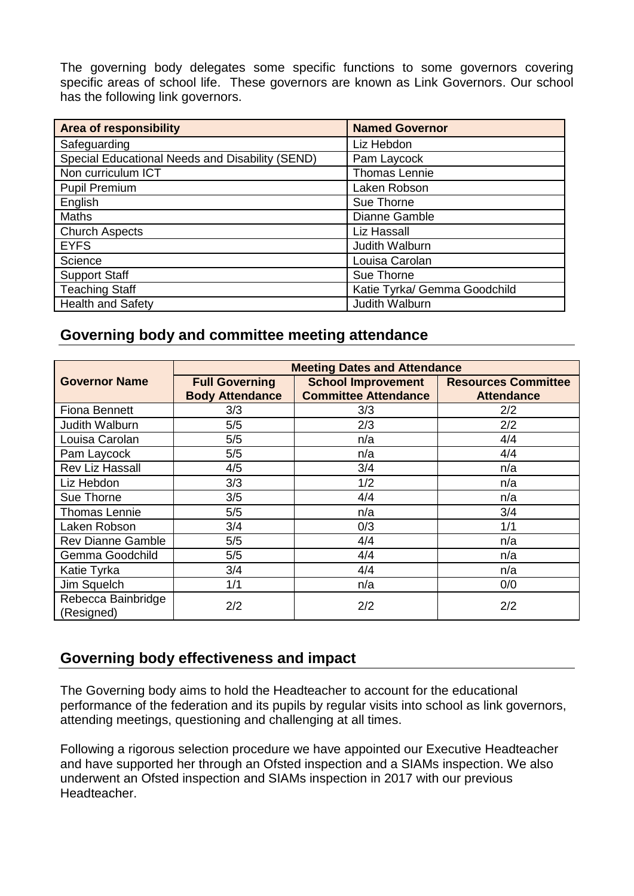The governing body delegates some specific functions to some governors covering specific areas of school life. These governors are known as Link Governors. Our school has the following link governors.

| Area of responsibility | Named Governor |
|---|---|
| Safeguarding | Liz Hebdon |
| Special Educational Needs and Disability (SEND) | Pam Laycock |
| Non curriculum ICT | Thomas Lennie |
| Pupil Premium | Laken Robson |
| English | Sue Thorne |
| Maths | Dianne Gamble |
| Church Aspects | Liz Hassall |
| EYFS | Judith Walburn |
| Science | Louisa Carolan |
| Support Staff | Sue Thorne |
| Teaching Staff | Katie Tyrka/ Gemma Goodchild |
| Health and Safety | Judith Walburn |

## Governing body and committee meeting attendance

| Governor Name | Meeting Dates and Attendance | | |
|---|---|---|---|
| | Full Governing Body Attendance | School Improvement Committee Attendance | Resources Committee Attendance |
| Fiona Bennett | 3/3 | 3/3 | 2/2 |
| Judith Walburn | 5/5 | 2/3 | 2/2 |
| Louisa Carolan | 5/5 | n/a | 4/4 |
| Pam Laycock | 5/5 | n/a | 4/4 |
| Rev Liz Hassall | 4/5 | 3/4 | n/a |
| Liz Hebdon | 3/3 | 1/2 | n/a |
| Sue Thorne | 3/5 | 4/4 | n/a |
| Thomas Lennie | 5/5 | n/a | 3/4 |
| Laken Robson | 3/4 | 0/3 | 1/1 |
| Rev Dianne Gamble | 5/5 | 4/4 | n/a |
| Gemma Goodchild | 5/5 | 4/4 | n/a |
| Katie Tyrka | 3/4 | 4/4 | n/a |
| Jim Squelch | 1/1 | n/a | 0/0 |
| Rebecca Bainbridge (Resigned) | 2/2 | 2/2 | 2/2 |

## Governing body effectiveness and impact

The Governing body aims to hold the Headteacher to account for the educational performance of the federation and its pupils by regular visits into school as link governors, attending meetings, questioning and challenging at all times.

Following a rigorous selection procedure we have appointed our Executive Headteacher and have supported her through an Ofsted inspection and a SIAMs inspection. We also underwent an Ofsted inspection and SIAMs inspection in 2017 with our previous Headteacher.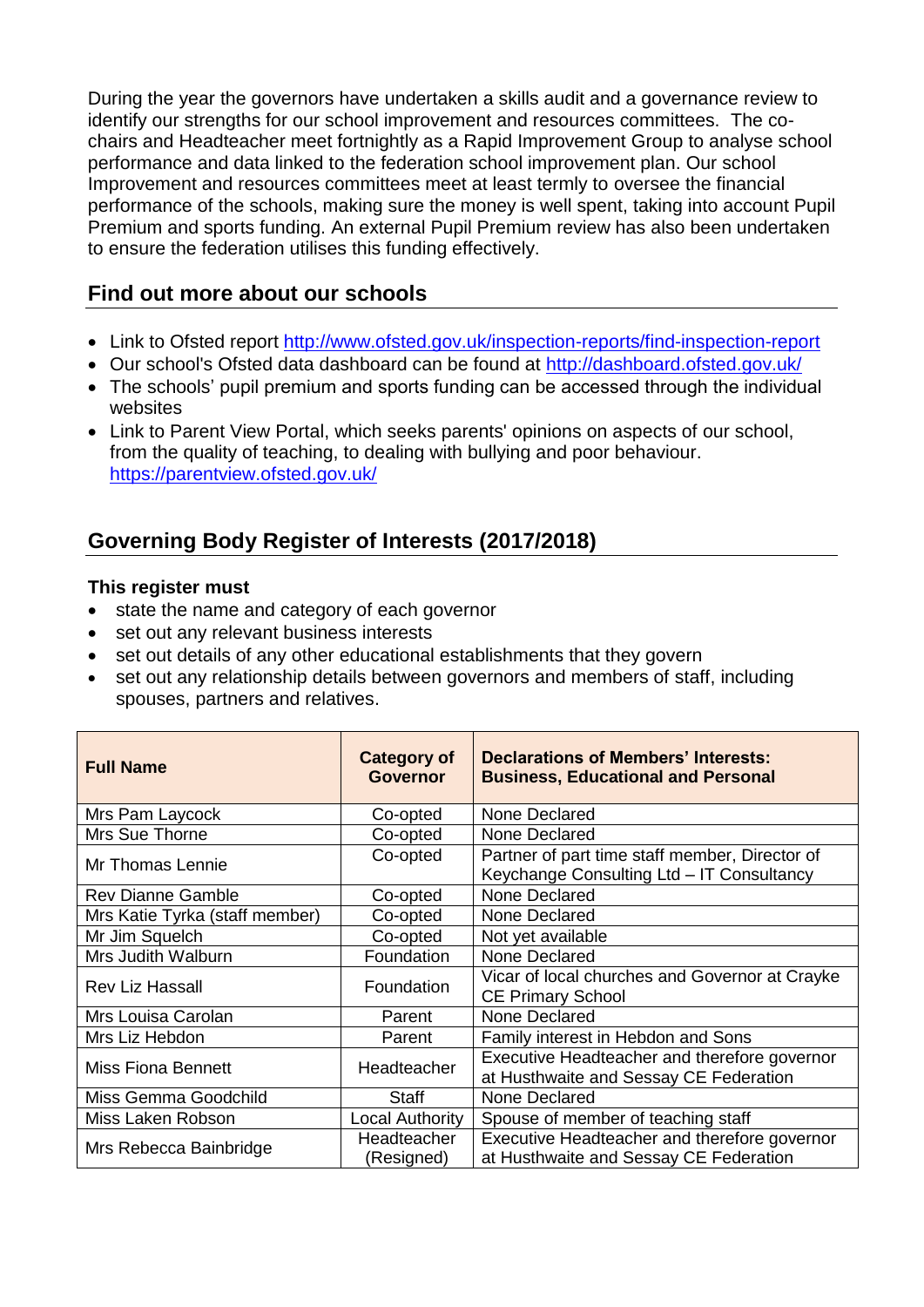During the year the governors have undertaken a skills audit and a governance review to identify our strengths for our school improvement and resources committees. The co-chairs and Headteacher meet fortnightly as a Rapid Improvement Group to analyse school performance and data linked to the federation school improvement plan. Our school Improvement and resources committees meet at least termly to oversee the financial performance of the schools, making sure the money is well spent, taking into account Pupil Premium and sports funding. An external Pupil Premium review has also been undertaken to ensure the federation utilises this funding effectively.

## Find out more about our schools

- Link to Ofsted report http://www.ofsted.gov.uk/inspection-reports/find-inspection-report
- Our school's Ofsted data dashboard can be found at http://dashboard.ofsted.gov.uk/
- The schools' pupil premium and sports funding can be accessed through the individual websites
- Link to Parent View Portal, which seeks parents' opinions on aspects of our school, from the quality of teaching, to dealing with bullying and poor behaviour. https://parentview.ofsted.gov.uk/

## Governing Body Register of Interests (2017/2018)

**This register must**

- state the name and category of each governor
- set out any relevant business interests
- set out details of any other educational establishments that they govern
- set out any relationship details between governors and members of staff, including spouses, partners and relatives.

| Full Name | Category of Governor | Declarations of Members' Interests: Business, Educational and Personal |
|---|---|---|
| Mrs Pam Laycock | Co-opted | None Declared |
| Mrs Sue Thorne | Co-opted | None Declared |
| Mr Thomas Lennie | Co-opted | Partner of part time staff member, Director of Keychange Consulting Ltd – IT Consultancy |
| Rev Dianne Gamble | Co-opted | None Declared |
| Mrs Katie Tyrka (staff member) | Co-opted | None Declared |
| Mr Jim Squelch | Co-opted | Not yet available |
| Mrs Judith Walburn | Foundation | None Declared |
| Rev Liz Hassall | Foundation | Vicar of local churches and Governor at Crayke CE Primary School |
| Mrs Louisa Carolan | Parent | None Declared |
| Mrs Liz Hebdon | Parent | Family interest in Hebdon and Sons |
| Miss Fiona Bennett | Headteacher | Executive Headteacher and therefore governor at Husthwaite and Sessay CE Federation |
| Miss Gemma Goodchild | Staff | None Declared |
| Miss Laken Robson | Local Authority | Spouse of member of teaching staff |
| Mrs Rebecca Bainbridge | Headteacher (Resigned) | Executive Headteacher and therefore governor at Husthwaite and Sessay CE Federation |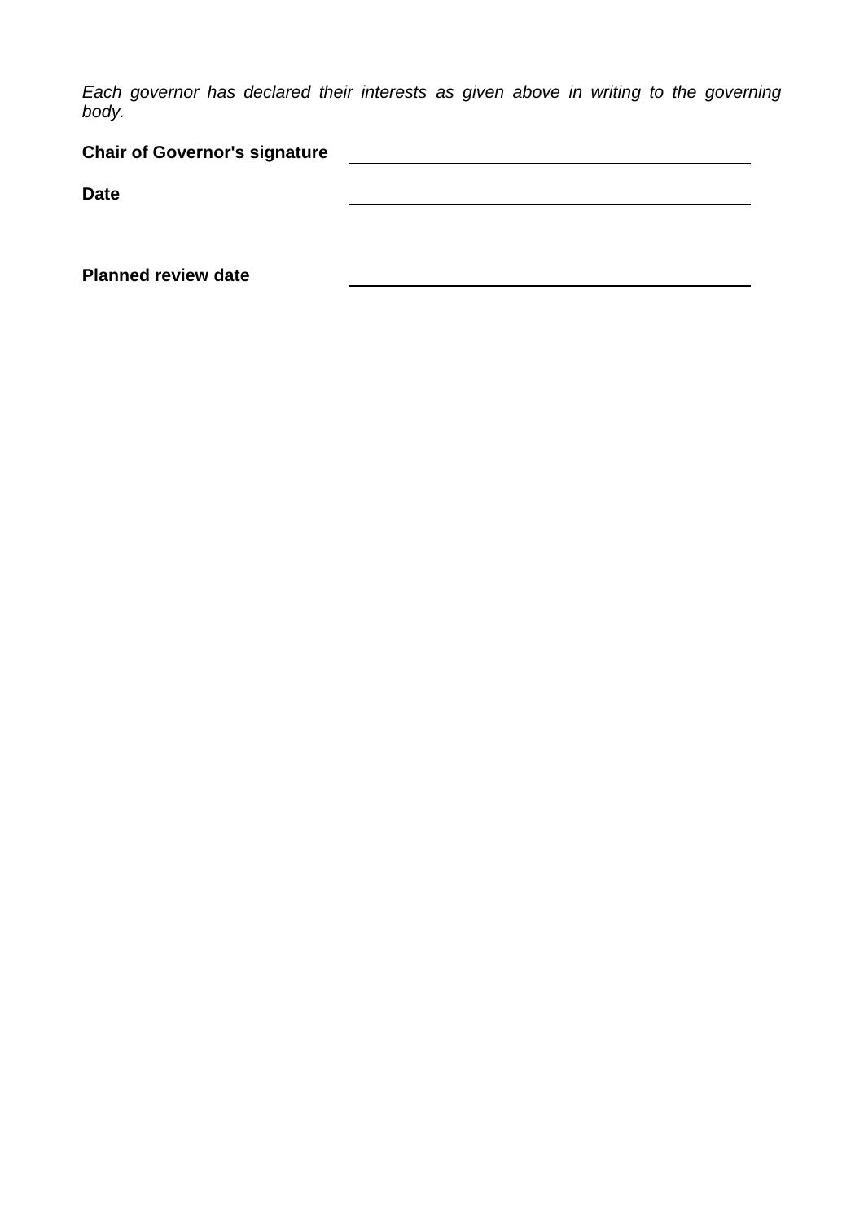*Each governor has declared their interests as given above in writing to the governing body.*

**Chair of Governor's signature** \_\_\_\_\_\_\_\_\_\_\_\_\_\_\_\_\_\_\_\_\_\_\_\_\_\_\_\_\_\_\_\_\_\_\_\_

**Date** \_\_\_\_\_\_\_\_\_\_\_\_\_\_\_\_\_\_\_\_\_\_\_\_\_\_\_\_\_\_\_\_\_\_\_\_

**Planned review date** \_\_\_\_\_\_\_\_\_\_\_\_\_\_\_\_\_\_\_\_\_\_\_\_\_\_\_\_\_\_\_\_\_\_\_\_